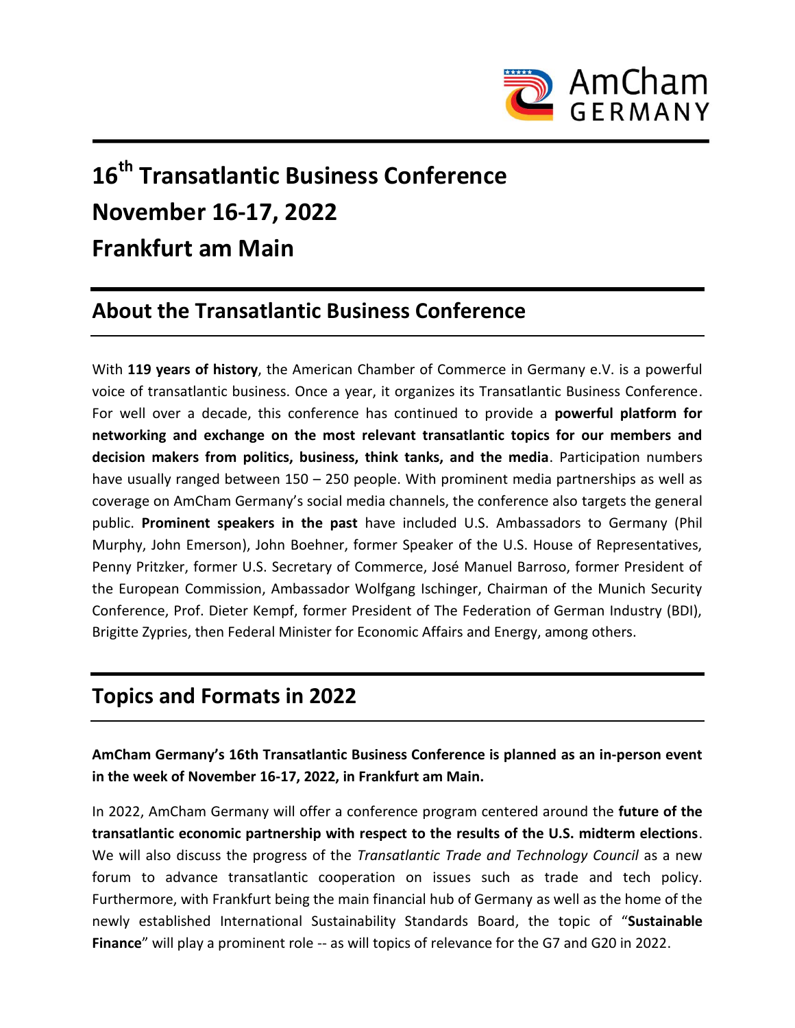# 16th Transatlantic Business Conference November 16-17, 2022 Frankfurt am Main

## About the Transatlantic Business Conference

With **119 years of history**, the American Chamber of Commerce in Germany e.V. is a powerful voice of transatlantic business. Once a year, it organizes its Transatlantic Business Conference. For well over a decade, this conference has continued to provide a **powerful platform for networking and exchange on the most relevant transatlantic topics for our members and decision makers from politics, business, think tanks, and the media**. Participation numbers have usually ranged between 150 – 250 people. With prominent media partnerships as well as coverage on AmCham Germany's social media channels, the conference also targets the general public. **Prominent speakers in the past** have included U.S. Ambassadors to Germany (Phil Murphy, John Emerson), John Boehner, former Speaker of the U.S. House of Representatives, Penny Pritzker, former U.S. Secretary of Commerce, José Manuel Barroso, former President of the European Commission, Ambassador Wolfgang Ischinger, Chairman of the Munich Security Conference, Prof. Dieter Kempf, former President of The Federation of German Industry (BDI), Brigitte Zypries, then Federal Minister for Economic Affairs and Energy, among others.

## Topics and Formats in 2022

**AmCham Germany's 16th Transatlantic Business Conference is planned as an in-person event in the week of November 16-17, 2022, in Frankfurt am Main.**

In 2022, AmCham Germany will offer a conference program centered around the **future of the transatlantic economic partnership with respect to the results of the U.S. midterm elections**. We will also discuss the progress of the *Transatlantic Trade and Technology Council* as a new forum to advance transatlantic cooperation on issues such as trade and tech policy. Furthermore, with Frankfurt being the main financial hub of Germany as well as the home of the newly established International Sustainability Standards Board, the topic of "**Sustainable Finance**" will play a prominent role -- as will topics of relevance for the G7 and G20 in 2022.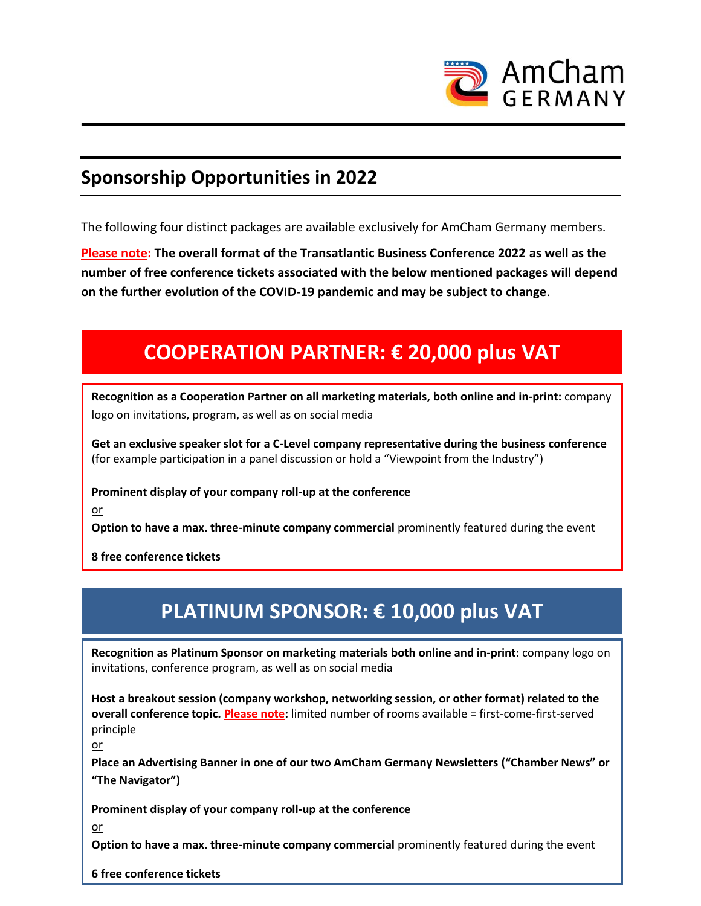## Sponsorship Opportunities in 2022

The following four distinct packages are available exclusively for AmCham Germany members.

**Please note: The overall format of the Transatlantic Business Conference 2022 as well as the number of free conference tickets associated with the below mentioned packages will depend on the further evolution of the COVID-19 pandemic and may be subject to change**.

## COOPERATION PARTNER: € 20,000 plus VAT

**Recognition as a Cooperation Partner on all marketing materials, both online and in-print:** company logo on invitations, program, as well as on social media

**Get an exclusive speaker slot for a C-Level company representative during the business conference** (for example participation in a panel discussion or hold a "Viewpoint from the Industry")

**Prominent display of your company roll-up at the conference**

or

**Option to have a max. three-minute company commercial** prominently featured during the event

**8 free conference tickets**

## PLATINUM SPONSOR: € 10,000 plus VAT

**Recognition as Platinum Sponsor on marketing materials both online and in-print:** company logo on invitations, conference program, as well as on social media

**Host a breakout session (company workshop, networking session, or other format) related to the overall conference topic. Please note:** limited number of rooms available = first-come-first-served principle

or

**Place an Advertising Banner in one of our two AmCham Germany Newsletters ("Chamber News" or "The Navigator")**

**Prominent display of your company roll-up at the conference**

or

**Option to have a max. three-minute company commercial** prominently featured during the event

**6 free conference tickets**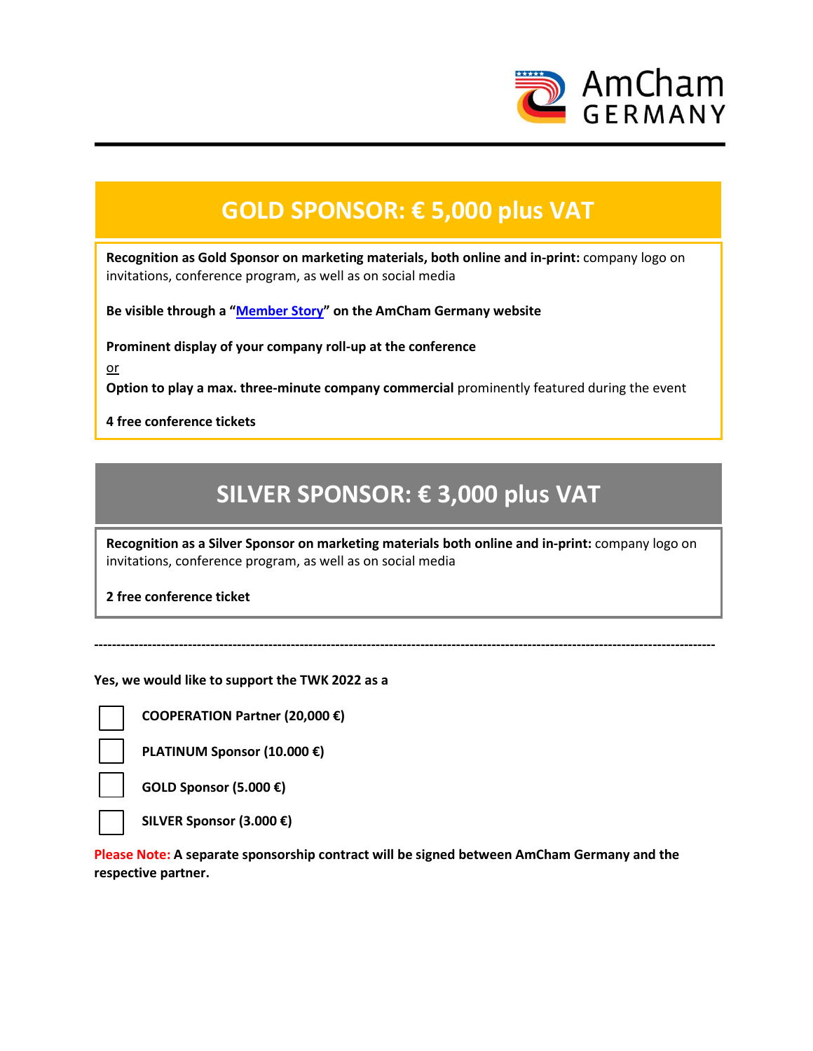## GOLD SPONSOR: € 5,000 plus VAT

**Recognition as Gold Sponsor on marketing materials, both online and in-print:** company logo on invitations, conference program, as well as on social media

**Be visible through a "Member Story" on the AmCham Germany website**

**Prominent display of your company roll-up at the conference**

or

**Option to play a max. three-minute company commercial** prominently featured during the event

**4 free conference tickets**

## SILVER SPONSOR: € 3,000 plus VAT

**Recognition as a Silver Sponsor on marketing materials both online and in-print:** company logo on invitations, conference program, as well as on social media

**2 free conference ticket**

---

**Yes, we would like to support the TWK 2022 as a**

- [ ] **COOPERATION Partner (20,000 €)**
- [ ] **PLATINUM Sponsor (10.000 €)**
- [ ] **GOLD Sponsor (5.000 €)**
- [ ] **SILVER Sponsor (3.000 €)**

Please Note: **A separate sponsorship contract will be signed between AmCham Germany and the respective partner.**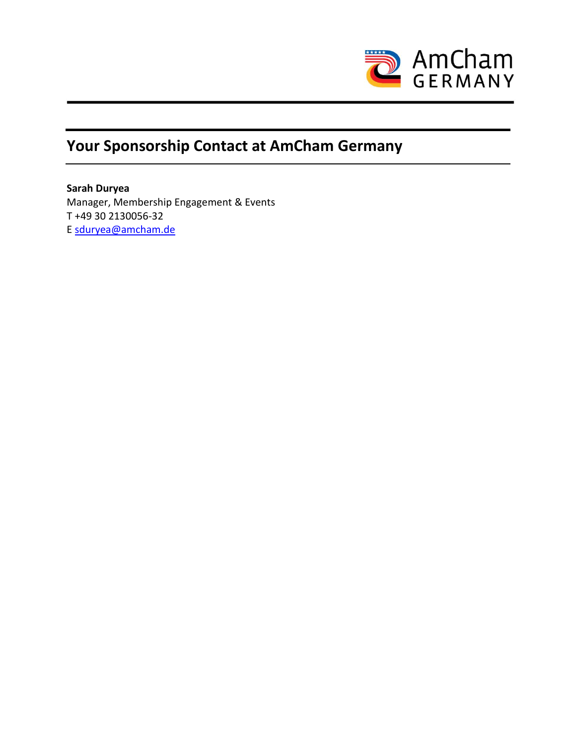## Your Sponsorship Contact at AmCham Germany

**Sarah Duryea**
Manager, Membership Engagement & Events
T +49 30 2130056-32
E sduryea@amcham.de